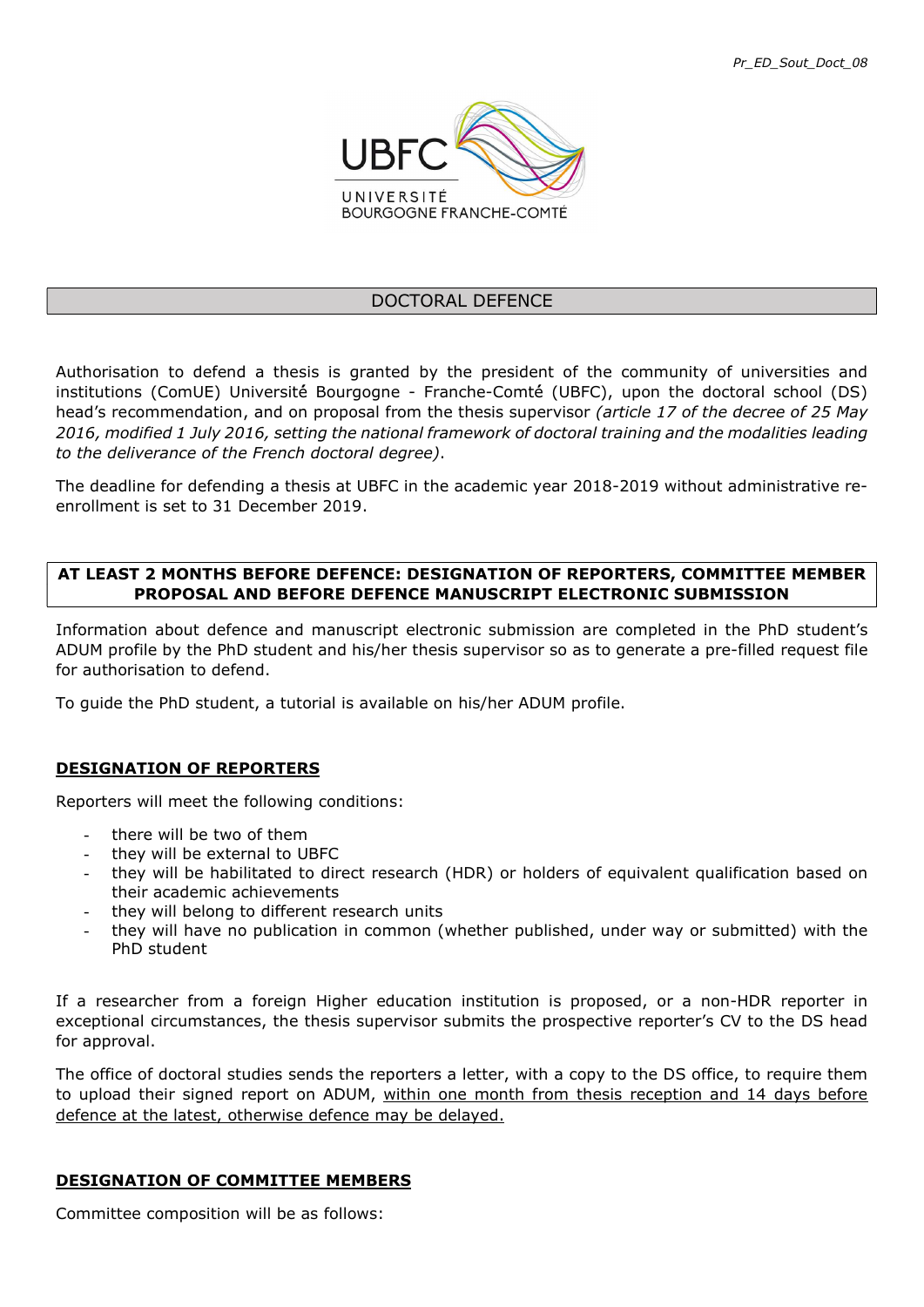# DOCTORAL DEFENCE

Authorisation to defend a thesis is granted by the president of the community of universities and institutions (ComUE) Université Bourgogne - Franche-Comté (UBFC), upon the doctoral school (DS) head's recommendation, and on proposal from the thesis supervisor *(article 17 of the decree of 25 May 2016, modified 1 July 2016, setting the national framework of doctoral training and the modalities leading to the deliverance of the French doctoral degree)*.

The deadline for defending a thesis at UBFC in the academic year 2018-2019 without administrative re-enrollment is set to 31 December 2019.

## AT LEAST 2 MONTHS BEFORE DEFENCE: DESIGNATION OF REPORTERS, COMMITTEE MEMBER PROPOSAL AND BEFORE DEFENCE MANUSCRIPT ELECTRONIC SUBMISSION

Information about defence and manuscript electronic submission are completed in the PhD student's ADUM profile by the PhD student and his/her thesis supervisor so as to generate a pre-filled request file for authorisation to defend.

To guide the PhD student, a tutorial is available on his/her ADUM profile.

### DESIGNATION OF REPORTERS

Reporters will meet the following conditions:

- there will be two of them
- they will be external to UBFC
- they will be habilitated to direct research (HDR) or holders of equivalent qualification based on their academic achievements
- they will belong to different research units
- they will have no publication in common (whether published, under way or submitted) with the PhD student

If a researcher from a foreign Higher education institution is proposed, or a non-HDR reporter in exceptional circumstances, the thesis supervisor submits the prospective reporter's CV to the DS head for approval.

The office of doctoral studies sends the reporters a letter, with a copy to the DS office, to require them to upload their signed report on ADUM, within one month from thesis reception and 14 days before defence at the latest, otherwise defence may be delayed.

### DESIGNATION OF COMMITTEE MEMBERS

Committee composition will be as follows: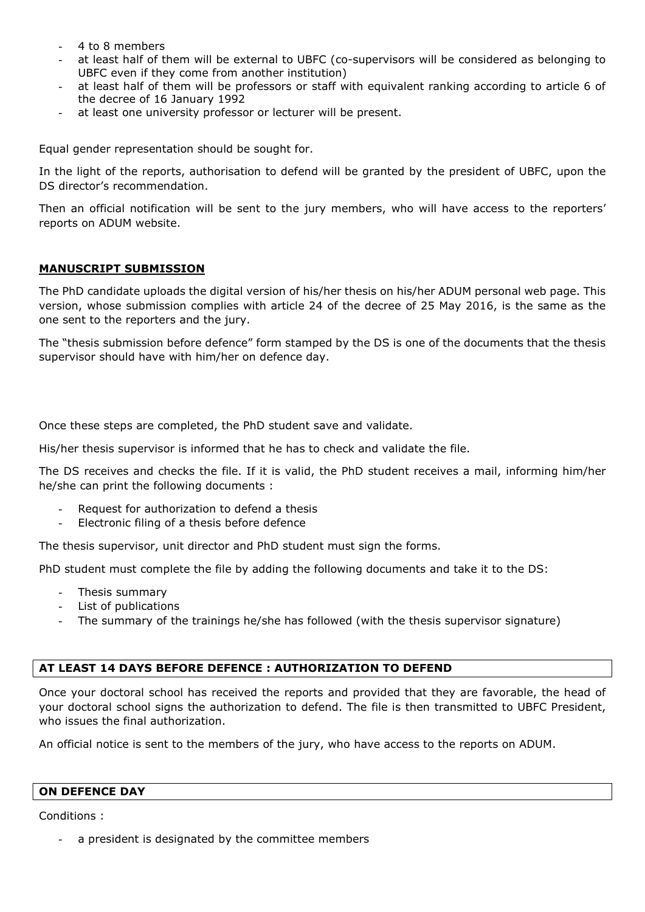- 4 to 8 members
- at least half of them will be external to UBFC (co-supervisors will be considered as belonging to UBFC even if they come from another institution)
- at least half of them will be professors or staff with equivalent ranking according to article 6 of the decree of 16 January 1992
- at least one university professor or lecturer will be present.

Equal gender representation should be sought for.

In the light of the reports, authorisation to defend will be granted by the president of UBFC, upon the DS director's recommendation.

Then an official notification will be sent to the jury members, who will have access to the reporters' reports on ADUM website.

**MANUSCRIPT SUBMISSION**

The PhD candidate uploads the digital version of his/her thesis on his/her ADUM personal web page. This version, whose submission complies with article 24 of the decree of 25 May 2016, is the same as the one sent to the reporters and the jury.

The "thesis submission before defence" form stamped by the DS is one of the documents that the thesis supervisor should have with him/her on defence day.

Once these steps are completed, the PhD student save and validate.

His/her thesis supervisor is informed that he has to check and validate the file.

The DS receives and checks the file. If it is valid, the PhD student receives a mail, informing him/her he/she can print the following documents :

- Request for authorization to defend a thesis
- Electronic filing of a thesis before defence

The thesis supervisor, unit director and PhD student must sign the forms.

PhD student must complete the file by adding the following documents and take it to the DS:

- Thesis summary
- List of publications
- The summary of the trainings he/she has followed (with the thesis supervisor signature)

## AT LEAST 14 DAYS BEFORE DEFENCE : AUTHORIZATION TO DEFEND

Once your doctoral school has received the reports and provided that they are favorable, the head of your doctoral school signs the authorization to defend. The file is then transmitted to UBFC President, who issues the final authorization.

An official notice is sent to the members of the jury, who have access to the reports on ADUM.

## ON DEFENCE DAY

Conditions :

- a president is designated by the committee members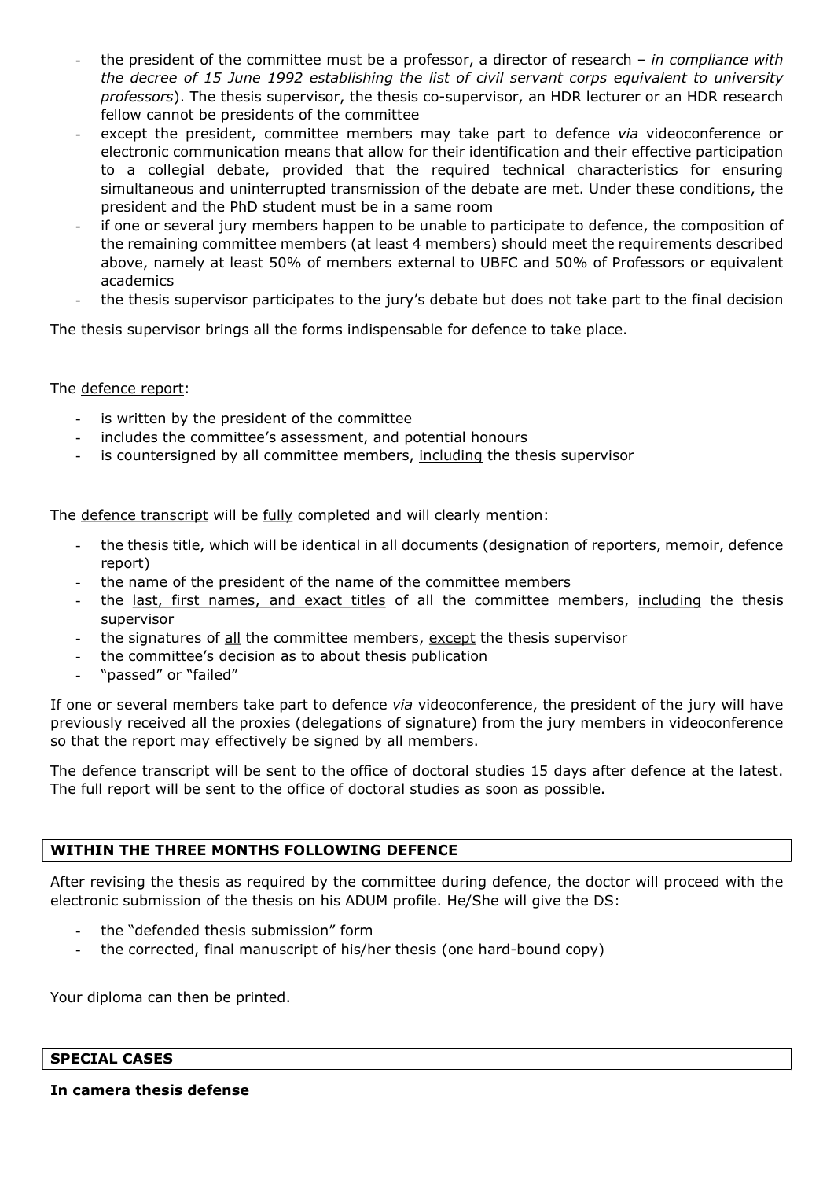- the president of the committee must be a professor, a director of research – *in compliance with the decree of 15 June 1992 establishing the list of civil servant corps equivalent to university professors*). The thesis supervisor, the thesis co-supervisor, an HDR lecturer or an HDR research fellow cannot be presidents of the committee
- except the president, committee members may take part to defence *via* videoconference or electronic communication means that allow for their identification and their effective participation to a collegial debate, provided that the required technical characteristics for ensuring simultaneous and uninterrupted transmission of the debate are met. Under these conditions, the president and the PhD student must be in a same room
- if one or several jury members happen to be unable to participate to defence, the composition of the remaining committee members (at least 4 members) should meet the requirements described above, namely at least 50% of members external to UBFC and 50% of Professors or equivalent academics
- the thesis supervisor participates to the jury's debate but does not take part to the final decision

The thesis supervisor brings all the forms indispensable for defence to take place.

The <u>defence report</u>:

- is written by the president of the committee
- includes the committee's assessment, and potential honours
- is countersigned by all committee members, <u>including</u> the thesis supervisor

The <u>defence transcript</u> will be <u>fully</u> completed and will clearly mention:

- the thesis title, which will be identical in all documents (designation of reporters, memoir, defence report)
- the name of the president of the name of the committee members
- the <u>last, first names, and exact titles</u> of all the committee members, <u>including</u> the thesis supervisor
- the signatures of <u>all</u> the committee members, <u>except</u> the thesis supervisor
- the committee's decision as to about thesis publication
- "passed" or "failed"

If one or several members take part to defence *via* videoconference, the president of the jury will have previously received all the proxies (delegations of signature) from the jury members in videoconference so that the report may effectively be signed by all members.

The defence transcript will be sent to the office of doctoral studies 15 days after defence at the latest. The full report will be sent to the office of doctoral studies as soon as possible.

## WITHIN THE THREE MONTHS FOLLOWING DEFENCE

After revising the thesis as required by the committee during defence, the doctor will proceed with the electronic submission of the thesis on his ADUM profile. He/She will give the DS:

- the "defended thesis submission" form
- the corrected, final manuscript of his/her thesis (one hard-bound copy)

Your diploma can then be printed.

## SPECIAL CASES

**In camera thesis defense**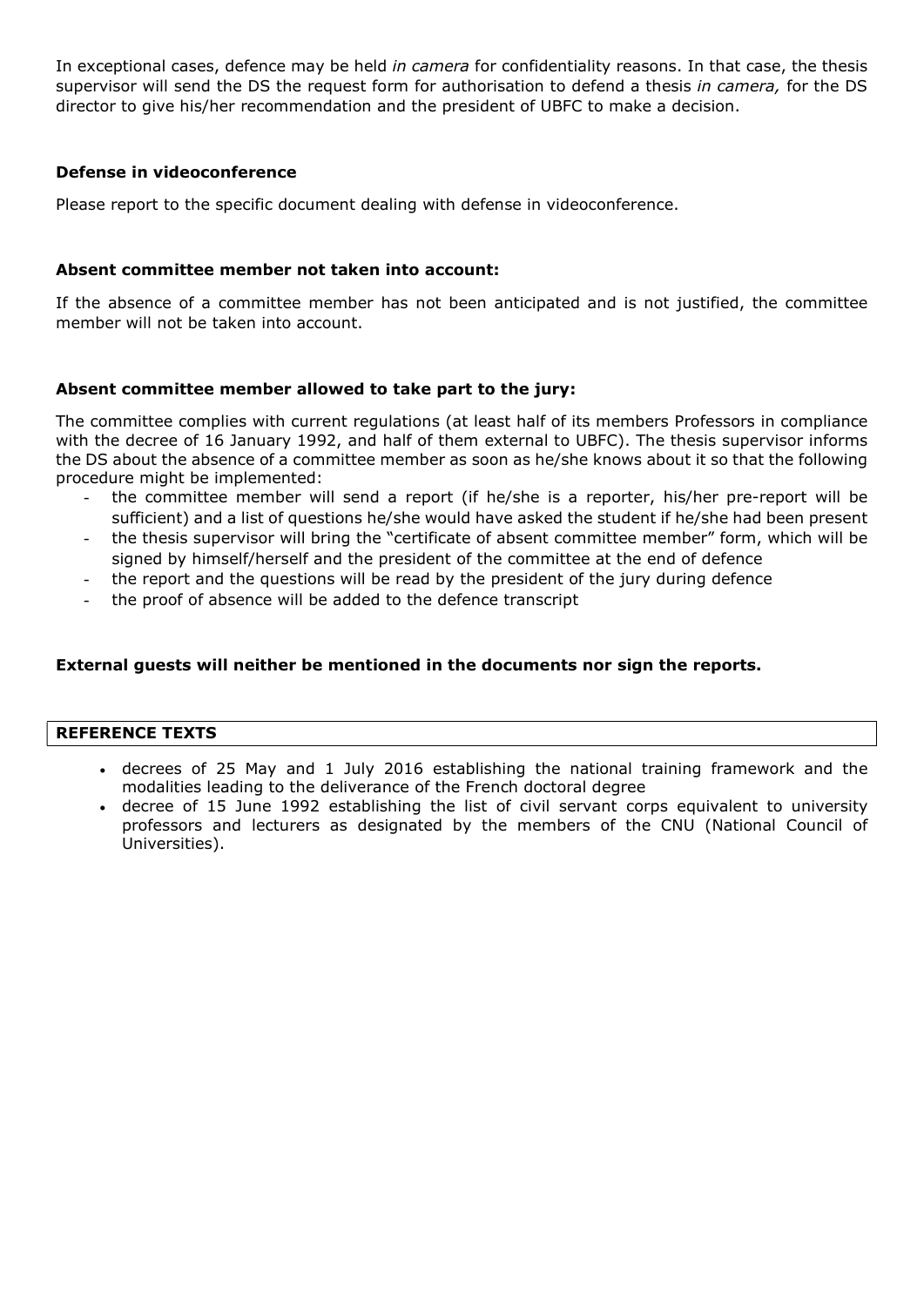In exceptional cases, defence may be held *in camera* for confidentiality reasons. In that case, the thesis supervisor will send the DS the request form for authorisation to defend a thesis *in camera,* for the DS director to give his/her recommendation and the president of UBFC to make a decision.

**Defense in videoconference**

Please report to the specific document dealing with defense in videoconference.

**Absent committee member not taken into account:**

If the absence of a committee member has not been anticipated and is not justified, the committee member will not be taken into account.

**Absent committee member allowed to take part to the jury:**

The committee complies with current regulations (at least half of its members Professors in compliance with the decree of 16 January 1992, and half of them external to UBFC). The thesis supervisor informs the DS about the absence of a committee member as soon as he/she knows about it so that the following procedure might be implemented:

- the committee member will send a report (if he/she is a reporter, his/her pre-report will be sufficient) and a list of questions he/she would have asked the student if he/she had been present
- the thesis supervisor will bring the "certificate of absent committee member" form, which will be signed by himself/herself and the president of the committee at the end of defence
- the report and the questions will be read by the president of the jury during defence
- the proof of absence will be added to the defence transcript

**External guests will neither be mentioned in the documents nor sign the reports.**

## REFERENCE TEXTS

- decrees of 25 May and 1 July 2016 establishing the national training framework and the modalities leading to the deliverance of the French doctoral degree
- decree of 15 June 1992 establishing the list of civil servant corps equivalent to university professors and lecturers as designated by the members of the CNU (National Council of Universities).